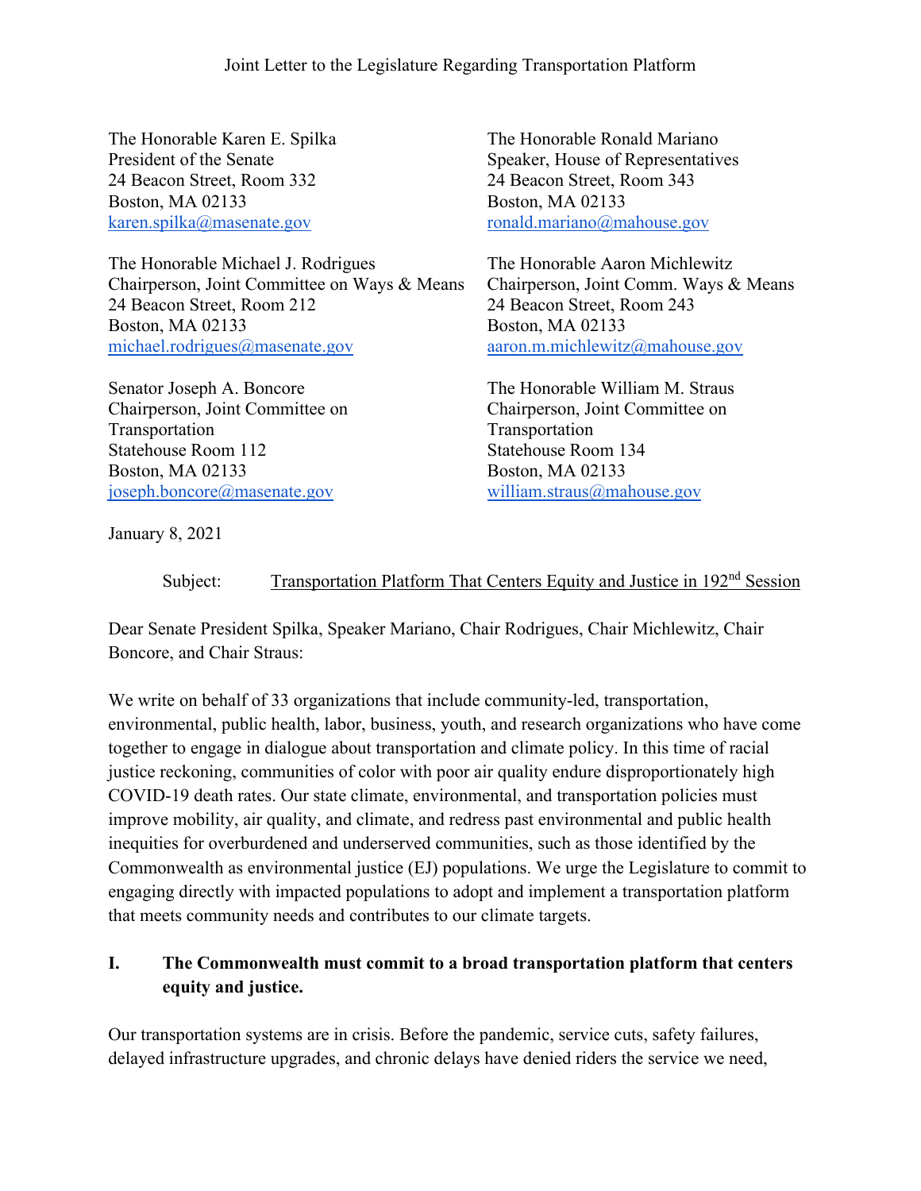Joint Letter to the Legislature Regarding Transportation Platform

The Honorable Karen E. Spilka
President of the Senate
24 Beacon Street, Room 332
Boston, MA 02133
karen.spilka@masenate.gov

The Honorable Ronald Mariano
Speaker, House of Representatives
24 Beacon Street, Room 343
Boston, MA 02133
ronald.mariano@mahouse.gov

The Honorable Michael J. Rodrigues
Chairperson, Joint Committee on Ways & Means
24 Beacon Street, Room 212
Boston, MA 02133
michael.rodrigues@masenate.gov

The Honorable Aaron Michlewitz
Chairperson, Joint Comm. Ways & Means
24 Beacon Street, Room 243
Boston, MA 02133
aaron.m.michlewitz@mahouse.gov

Senator Joseph A. Boncore
Chairperson, Joint Committee on Transportation
Statehouse Room 112
Boston, MA 02133
joseph.boncore@masenate.gov

The Honorable William M. Straus
Chairperson, Joint Committee on Transportation
Statehouse Room 134
Boston, MA 02133
william.straus@mahouse.gov

January 8, 2021

Subject: Transportation Platform That Centers Equity and Justice in 192nd Session

Dear Senate President Spilka, Speaker Mariano, Chair Rodrigues, Chair Michlewitz, Chair Boncore, and Chair Straus:

We write on behalf of 33 organizations that include community-led, transportation, environmental, public health, labor, business, youth, and research organizations who have come together to engage in dialogue about transportation and climate policy. In this time of racial justice reckoning, communities of color with poor air quality endure disproportionately high COVID-19 death rates. Our state climate, environmental, and transportation policies must improve mobility, air quality, and climate, and redress past environmental and public health inequities for overburdened and underserved communities, such as those identified by the Commonwealth as environmental justice (EJ) populations. We urge the Legislature to commit to engaging directly with impacted populations to adopt and implement a transportation platform that meets community needs and contributes to our climate targets.

## I. The Commonwealth must commit to a broad transportation platform that centers equity and justice.

Our transportation systems are in crisis. Before the pandemic, service cuts, safety failures, delayed infrastructure upgrades, and chronic delays have denied riders the service we need,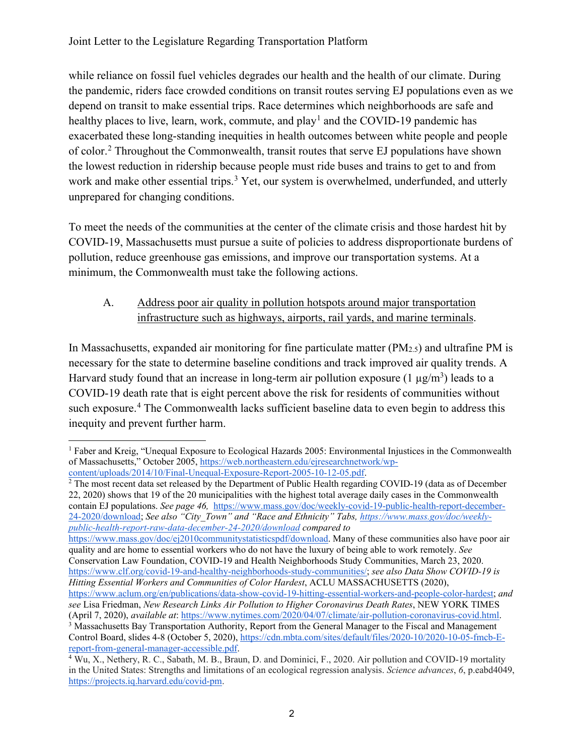while reliance on fossil fuel vehicles degrades our health and the health of our climate. During the pandemic, riders face crowded conditions on transit routes serving EJ populations even as we depend on transit to make essential trips. Race determines which neighborhoods are safe and healthy places to live, learn, work, commute, and play[1] and the COVID-19 pandemic has exacerbated these long-standing inequities in health outcomes between white people and people of color.[2] Throughout the Commonwealth, transit routes that serve EJ populations have shown the lowest reduction in ridership because people must ride buses and trains to get to and from work and make other essential trips.[3] Yet, our system is overwhelmed, underfunded, and utterly unprepared for changing conditions.

To meet the needs of the communities at the center of the climate crisis and those hardest hit by COVID-19, Massachusetts must pursue a suite of policies to address disproportionate burdens of pollution, reduce greenhouse gas emissions, and improve our transportation systems. At a minimum, the Commonwealth must take the following actions.

A. <u>Address poor air quality in pollution hotspots around major transportation infrastructure such as highways, airports, rail yards, and marine terminals</u>.

In Massachusetts, expanded air monitoring for fine particulate matter ($PM_{2.5}$) and ultrafine PM is necessary for the state to determine baseline conditions and track improved air quality trends. A Harvard study found that an increase in long-term air pollution exposure (1 $\mu g/m^3$) leads to a COVID-19 death rate that is eight percent above the risk for residents of communities without such exposure.[4] The Commonwealth lacks sufficient baseline data to even begin to address this inequity and prevent further harm.

---

[1] Faber and Kreig, "Unequal Exposure to Ecological Hazards 2005: Environmental Injustices in the Commonwealth of Massachusetts," October 2005, https://web.northeastern.edu/ejresearchnetwork/wp-content/uploads/2014/10/Final-Unequal-Exposure-Report-2005-10-12-05.pdf.

[2] The most recent data set released by the Department of Public Health regarding COVID-19 (data as of December 22, 2020) shows that 19 of the 20 municipalities with the highest total average daily cases in the Commonwealth contain EJ populations. *See page 46,* https://www.mass.gov/doc/weekly-covid-19-public-health-report-december-24-2020/download; *See also "City_Town" and "Race and Ethnicity" Tabs, https://www.mass.gov/doc/weekly-public-health-report-raw-data-december-24-2020/download compared to* https://www.mass.gov/doc/ej2010communitystatisticspdf/download. Many of these communities also have poor air quality and are home to essential workers who do not have the luxury of being able to work remotely. *See* Conservation Law Foundation, COVID-19 and Health Neighborhoods Study Communities, March 23, 2020. https://www.clf.org/covid-19-and-healthy-neighborhoods-study-communities/; *see also Data Show COVID-19 is Hitting Essential Workers and Communities of Color Hardest*, ACLU MASSACHUSETTS (2020), https://www.aclum.org/en/publications/data-show-covid-19-hitting-essential-workers-and-people-color-hardest; *and see* Lisa Friedman, *New Research Links Air Pollution to Higher Coronavirus Death Rates*, NEW YORK TIMES (April 7, 2020), *available at*: https://www.nytimes.com/2020/04/07/climate/air-pollution-coronavirus-covid.html.

[3] Massachusetts Bay Transportation Authority, Report from the General Manager to the Fiscal and Management Control Board, slides 4-8 (October 5, 2020), https://cdn.mbta.com/sites/default/files/2020-10/2020-10-05-fmcb-E-report-from-general-manager-accessible.pdf.

[4] Wu, X., Nethery, R. C., Sabath, M. B., Braun, D. and Dominici, F., 2020. Air pollution and COVID-19 mortality in the United States: Strengths and limitations of an ecological regression analysis. *Science advances*, *6*, p.eabd4049, https://projects.iq.harvard.edu/covid-pm.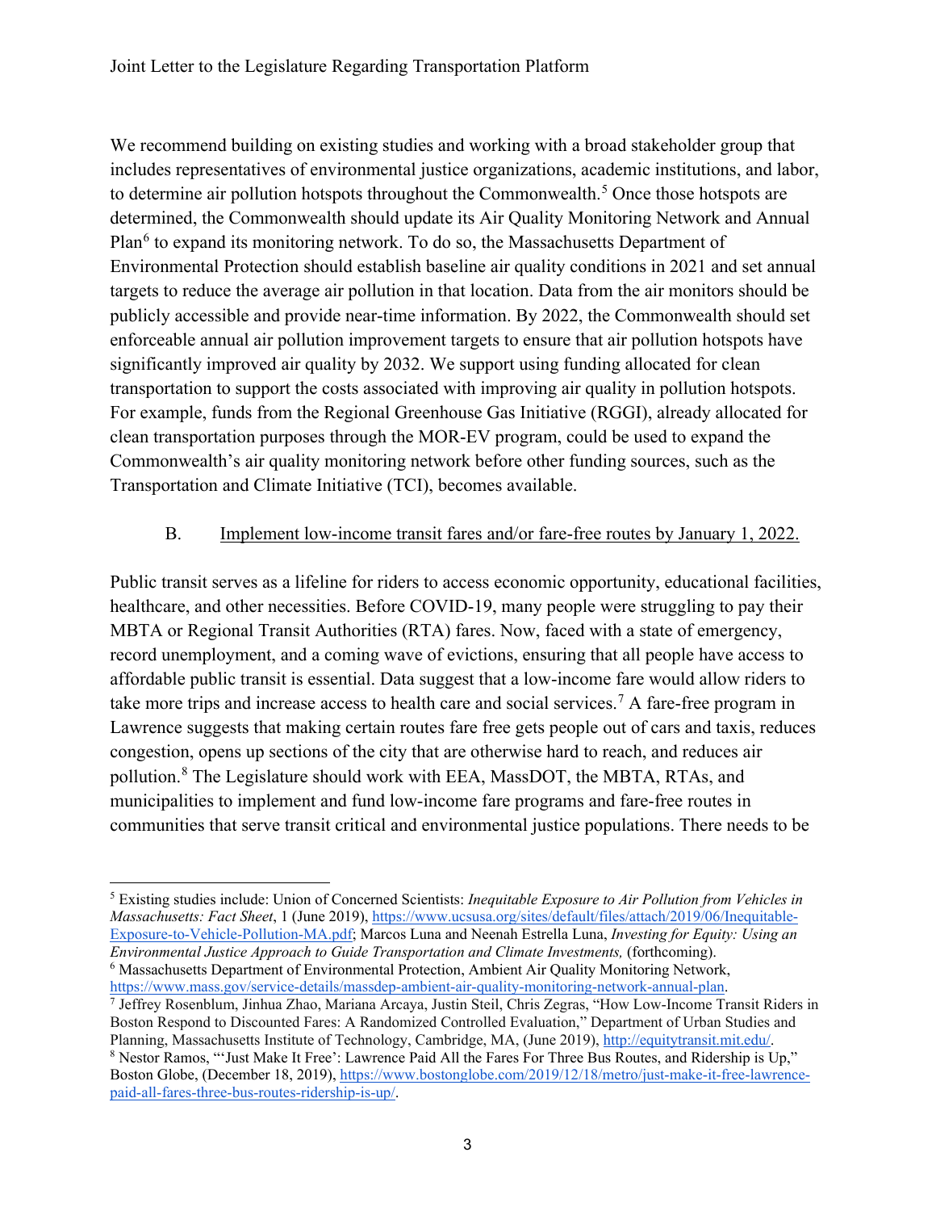We recommend building on existing studies and working with a broad stakeholder group that includes representatives of environmental justice organizations, academic institutions, and labor, to determine air pollution hotspots throughout the Commonwealth.[5] Once those hotspots are determined, the Commonwealth should update its Air Quality Monitoring Network and Annual Plan[6] to expand its monitoring network. To do so, the Massachusetts Department of Environmental Protection should establish baseline air quality conditions in 2021 and set annual targets to reduce the average air pollution in that location. Data from the air monitors should be publicly accessible and provide near-time information. By 2022, the Commonwealth should set enforceable annual air pollution improvement targets to ensure that air pollution hotspots have significantly improved air quality by 2032. We support using funding allocated for clean transportation to support the costs associated with improving air quality in pollution hotspots. For example, funds from the Regional Greenhouse Gas Initiative (RGGI), already allocated for clean transportation purposes through the MOR-EV program, could be used to expand the Commonwealth's air quality monitoring network before other funding sources, such as the Transportation and Climate Initiative (TCI), becomes available.

B. <u>Implement low-income transit fares and/or fare-free routes by January 1, 2022.</u>

Public transit serves as a lifeline for riders to access economic opportunity, educational facilities, healthcare, and other necessities. Before COVID-19, many people were struggling to pay their MBTA or Regional Transit Authorities (RTA) fares. Now, faced with a state of emergency, record unemployment, and a coming wave of evictions, ensuring that all people have access to affordable public transit is essential. Data suggest that a low-income fare would allow riders to take more trips and increase access to health care and social services.[7] A fare-free program in Lawrence suggests that making certain routes fare free gets people out of cars and taxis, reduces congestion, opens up sections of the city that are otherwise hard to reach, and reduces air pollution.[8] The Legislature should work with EEA, MassDOT, the MBTA, RTAs, and municipalities to implement and fund low-income fare programs and fare-free routes in communities that serve transit critical and environmental justice populations. There needs to be

---

[5] Existing studies include: Union of Concerned Scientists: *Inequitable Exposure to Air Pollution from Vehicles in Massachusetts: Fact Sheet*, 1 (June 2019), https://www.ucsusa.org/sites/default/files/attach/2019/06/Inequitable-Exposure-to-Vehicle-Pollution-MA.pdf; Marcos Luna and Neenah Estrella Luna, *Investing for Equity: Using an Environmental Justice Approach to Guide Transportation and Climate Investments,* (forthcoming).

[6] Massachusetts Department of Environmental Protection, Ambient Air Quality Monitoring Network, https://www.mass.gov/service-details/massdep-ambient-air-quality-monitoring-network-annual-plan.

[7] Jeffrey Rosenblum, Jinhua Zhao, Mariana Arcaya, Justin Steil, Chris Zegras, "How Low-Income Transit Riders in Boston Respond to Discounted Fares: A Randomized Controlled Evaluation," Department of Urban Studies and Planning, Massachusetts Institute of Technology, Cambridge, MA, (June 2019), http://equitytransit.mit.edu/.

[8] Nestor Ramos, "'Just Make It Free': Lawrence Paid All the Fares For Three Bus Routes, and Ridership is Up," Boston Globe, (December 18, 2019), https://www.bostonglobe.com/2019/12/18/metro/just-make-it-free-lawrence-paid-all-fares-three-bus-routes-ridership-is-up/.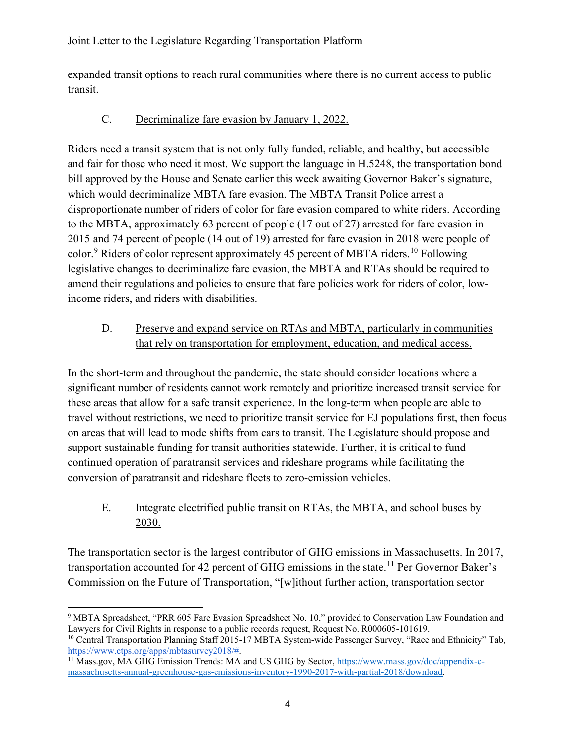expanded transit options to reach rural communities where there is no current access to public transit.

C. Decriminalize fare evasion by January 1, 2022.

Riders need a transit system that is not only fully funded, reliable, and healthy, but accessible and fair for those who need it most. We support the language in H.5248, the transportation bond bill approved by the House and Senate earlier this week awaiting Governor Baker's signature, which would decriminalize MBTA fare evasion. The MBTA Transit Police arrest a disproportionate number of riders of color for fare evasion compared to white riders. According to the MBTA, approximately 63 percent of people (17 out of 27) arrested for fare evasion in 2015 and 74 percent of people (14 out of 19) arrested for fare evasion in 2018 were people of color.[9] Riders of color represent approximately 45 percent of MBTA riders.[10] Following legislative changes to decriminalize fare evasion, the MBTA and RTAs should be required to amend their regulations and policies to ensure that fare policies work for riders of color, low-income riders, and riders with disabilities.

D. Preserve and expand service on RTAs and MBTA, particularly in communities that rely on transportation for employment, education, and medical access.

In the short-term and throughout the pandemic, the state should consider locations where a significant number of residents cannot work remotely and prioritize increased transit service for these areas that allow for a safe transit experience. In the long-term when people are able to travel without restrictions, we need to prioritize transit service for EJ populations first, then focus on areas that will lead to mode shifts from cars to transit. The Legislature should propose and support sustainable funding for transit authorities statewide. Further, it is critical to fund continued operation of paratransit services and rideshare programs while facilitating the conversion of paratransit and rideshare fleets to zero-emission vehicles.

E. Integrate electrified public transit on RTAs, the MBTA, and school buses by 2030.

The transportation sector is the largest contributor of GHG emissions in Massachusetts. In 2017, transportation accounted for 42 percent of GHG emissions in the state.[11] Per Governor Baker's Commission on the Future of Transportation, "[w]ithout further action, transportation sector

---

[9] MBTA Spreadsheet, "PRR 605 Fare Evasion Spreadsheet No. 10," provided to Conservation Law Foundation and Lawyers for Civil Rights in response to a public records request, Request No. R000605-101619.

[10] Central Transportation Planning Staff 2015-17 MBTA System-wide Passenger Survey, "Race and Ethnicity" Tab, https://www.ctps.org/apps/mbtasurvey2018/#.

[11] Mass.gov, MA GHG Emission Trends: MA and US GHG by Sector, https://www.mass.gov/doc/appendix-c-massachusetts-annual-greenhouse-gas-emissions-inventory-1990-2017-with-partial-2018/download.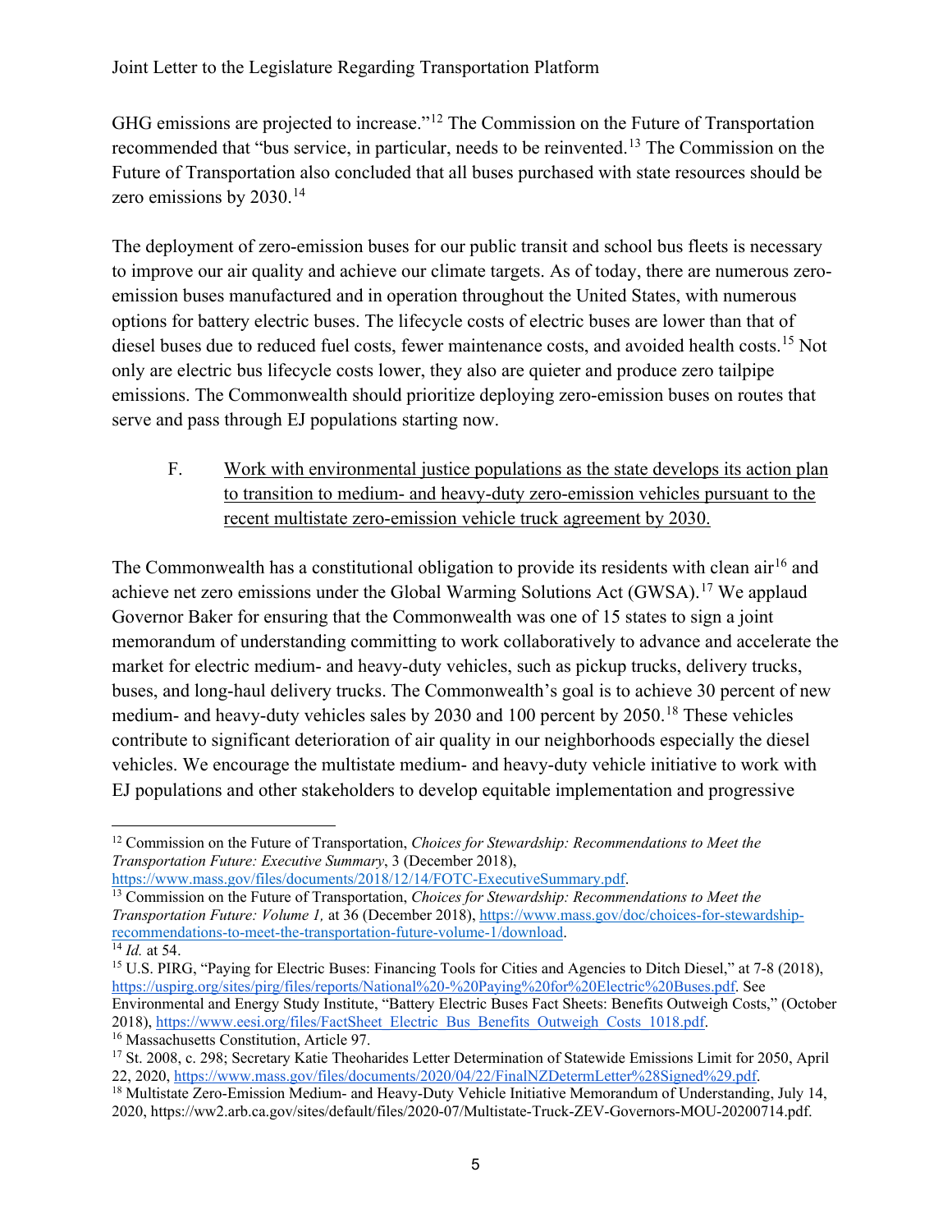GHG emissions are projected to increase."[12] The Commission on the Future of Transportation recommended that "bus service, in particular, needs to be reinvented.[13] The Commission on the Future of Transportation also concluded that all buses purchased with state resources should be zero emissions by 2030.[14]

The deployment of zero-emission buses for our public transit and school bus fleets is necessary to improve our air quality and achieve our climate targets. As of today, there are numerous zero-emission buses manufactured and in operation throughout the United States, with numerous options for battery electric buses. The lifecycle costs of electric buses are lower than that of diesel buses due to reduced fuel costs, fewer maintenance costs, and avoided health costs.[15] Not only are electric bus lifecycle costs lower, they also are quieter and produce zero tailpipe emissions. The Commonwealth should prioritize deploying zero-emission buses on routes that serve and pass through EJ populations starting now.

F. Work with environmental justice populations as the state develops its action plan to transition to medium- and heavy-duty zero-emission vehicles pursuant to the recent multistate zero-emission vehicle truck agreement by 2030.

The Commonwealth has a constitutional obligation to provide its residents with clean air[16] and achieve net zero emissions under the Global Warming Solutions Act (GWSA).[17] We applaud Governor Baker for ensuring that the Commonwealth was one of 15 states to sign a joint memorandum of understanding committing to work collaboratively to advance and accelerate the market for electric medium- and heavy-duty vehicles, such as pickup trucks, delivery trucks, buses, and long-haul delivery trucks. The Commonwealth's goal is to achieve 30 percent of new medium- and heavy-duty vehicles sales by 2030 and 100 percent by 2050.[18] These vehicles contribute to significant deterioration of air quality in our neighborhoods especially the diesel vehicles. We encourage the multistate medium- and heavy-duty vehicle initiative to work with EJ populations and other stakeholders to develop equitable implementation and progressive

---

[12] Commission on the Future of Transportation, *Choices for Stewardship: Recommendations to Meet the Transportation Future: Executive Summary*, 3 (December 2018), https://www.mass.gov/files/documents/2018/12/14/FOTC-ExecutiveSummary.pdf.

[13] Commission on the Future of Transportation, *Choices for Stewardship: Recommendations to Meet the Transportation Future: Volume 1,* at 36 (December 2018), https://www.mass.gov/doc/choices-for-stewardship-recommendations-to-meet-the-transportation-future-volume-1/download.

[14] *Id.* at 54.

[15] U.S. PIRG, "Paying for Electric Buses: Financing Tools for Cities and Agencies to Ditch Diesel," at 7-8 (2018), https://uspirg.org/sites/pirg/files/reports/National%20-%20Paying%20for%20Electric%20Buses.pdf. See Environmental and Energy Study Institute, "Battery Electric Buses Fact Sheets: Benefits Outweigh Costs," (October 2018), https://www.eesi.org/files/FactSheet_Electric_Bus_Benefits_Outweigh_Costs_1018.pdf.

[16] Massachusetts Constitution, Article 97.

[17] St. 2008, c. 298; Secretary Katie Theoharides Letter Determination of Statewide Emissions Limit for 2050, April 22, 2020, https://www.mass.gov/files/documents/2020/04/22/FinalNZDetermLetter%28Signed%29.pdf.

[18] Multistate Zero-Emission Medium- and Heavy-Duty Vehicle Initiative Memorandum of Understanding, July 14, 2020, https://ww2.arb.ca.gov/sites/default/files/2020-07/Multistate-Truck-ZEV-Governors-MOU-20200714.pdf.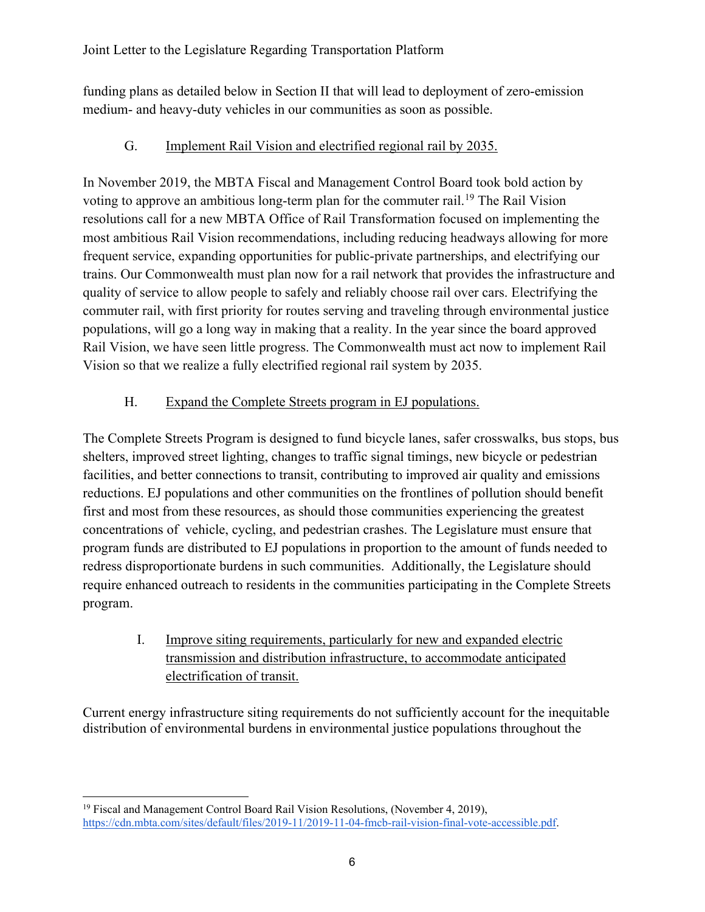funding plans as detailed below in Section II that will lead to deployment of zero-emission medium- and heavy-duty vehicles in our communities as soon as possible.

### G. Implement Rail Vision and electrified regional rail by 2035.

In November 2019, the MBTA Fiscal and Management Control Board took bold action by voting to approve an ambitious long-term plan for the commuter rail.[19] The Rail Vision resolutions call for a new MBTA Office of Rail Transformation focused on implementing the most ambitious Rail Vision recommendations, including reducing headways allowing for more frequent service, expanding opportunities for public-private partnerships, and electrifying our trains. Our Commonwealth must plan now for a rail network that provides the infrastructure and quality of service to allow people to safely and reliably choose rail over cars. Electrifying the commuter rail, with first priority for routes serving and traveling through environmental justice populations, will go a long way in making that a reality. In the year since the board approved Rail Vision, we have seen little progress. The Commonwealth must act now to implement Rail Vision so that we realize a fully electrified regional rail system by 2035.

### H. Expand the Complete Streets program in EJ populations.

The Complete Streets Program is designed to fund bicycle lanes, safer crosswalks, bus stops, bus shelters, improved street lighting, changes to traffic signal timings, new bicycle or pedestrian facilities, and better connections to transit, contributing to improved air quality and emissions reductions. EJ populations and other communities on the frontlines of pollution should benefit first and most from these resources, as should those communities experiencing the greatest concentrations of vehicle, cycling, and pedestrian crashes. The Legislature must ensure that program funds are distributed to EJ populations in proportion to the amount of funds needed to redress disproportionate burdens in such communities. Additionally, the Legislature should require enhanced outreach to residents in the communities participating in the Complete Streets program.

### I. Improve siting requirements, particularly for new and expanded electric transmission and distribution infrastructure, to accommodate anticipated electrification of transit.

Current energy infrastructure siting requirements do not sufficiently account for the inequitable distribution of environmental burdens in environmental justice populations throughout the

---

[19] Fiscal and Management Control Board Rail Vision Resolutions, (November 4, 2019), https://cdn.mbta.com/sites/default/files/2019-11/2019-11-04-fmcb-rail-vision-final-vote-accessible.pdf.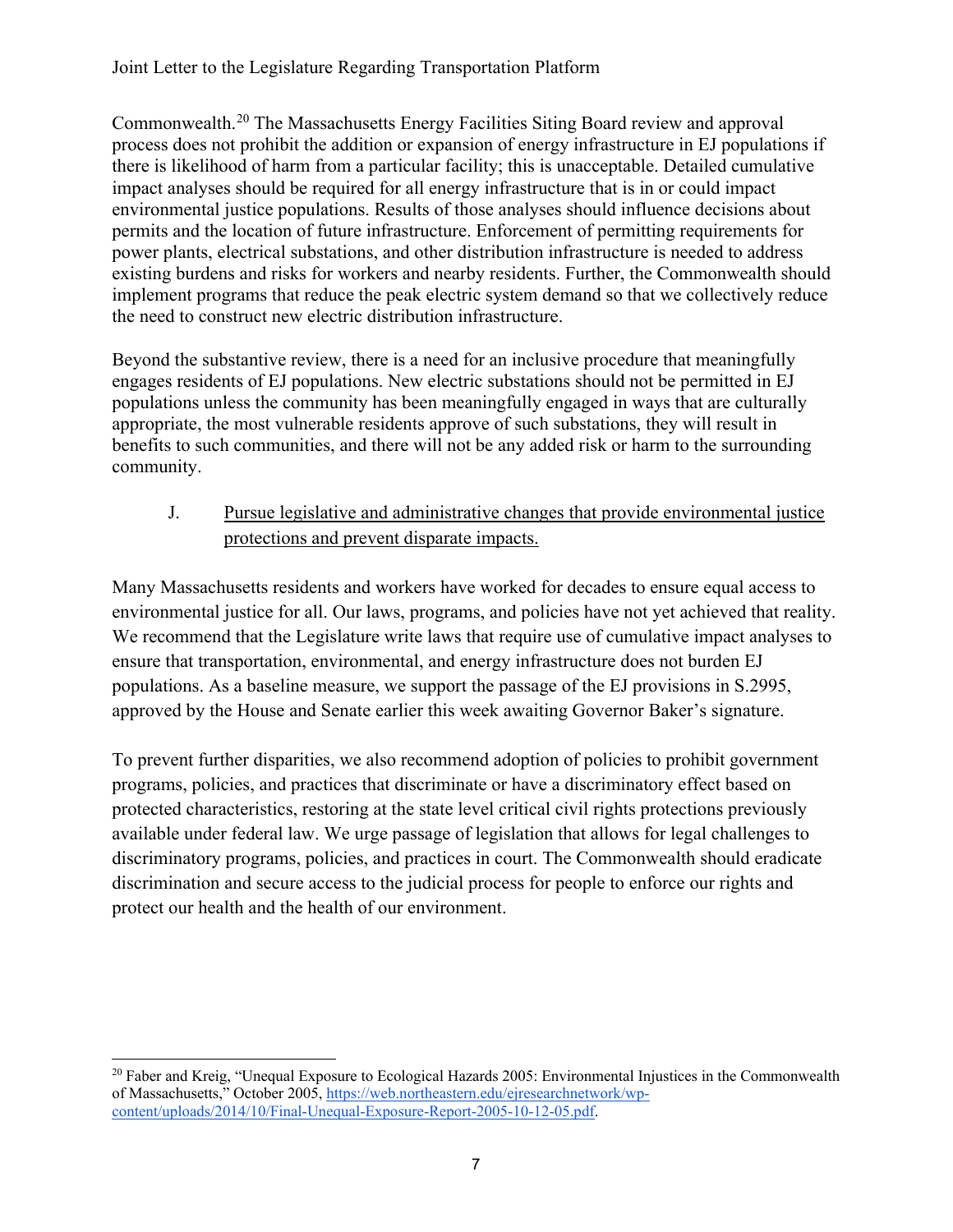Commonwealth.[20] The Massachusetts Energy Facilities Siting Board review and approval process does not prohibit the addition or expansion of energy infrastructure in EJ populations if there is likelihood of harm from a particular facility; this is unacceptable. Detailed cumulative impact analyses should be required for all energy infrastructure that is in or could impact environmental justice populations. Results of those analyses should influence decisions about permits and the location of future infrastructure. Enforcement of permitting requirements for power plants, electrical substations, and other distribution infrastructure is needed to address existing burdens and risks for workers and nearby residents. Further, the Commonwealth should implement programs that reduce the peak electric system demand so that we collectively reduce the need to construct new electric distribution infrastructure.

Beyond the substantive review, there is a need for an inclusive procedure that meaningfully engages residents of EJ populations. New electric substations should not be permitted in EJ populations unless the community has been meaningfully engaged in ways that are culturally appropriate, the most vulnerable residents approve of such substations, they will result in benefits to such communities, and there will not be any added risk or harm to the surrounding community.

### J. Pursue legislative and administrative changes that provide environmental justice protections and prevent disparate impacts.

Many Massachusetts residents and workers have worked for decades to ensure equal access to environmental justice for all. Our laws, programs, and policies have not yet achieved that reality. We recommend that the Legislature write laws that require use of cumulative impact analyses to ensure that transportation, environmental, and energy infrastructure does not burden EJ populations. As a baseline measure, we support the passage of the EJ provisions in S.2995, approved by the House and Senate earlier this week awaiting Governor Baker's signature.

To prevent further disparities, we also recommend adoption of policies to prohibit government programs, policies, and practices that discriminate or have a discriminatory effect based on protected characteristics, restoring at the state level critical civil rights protections previously available under federal law. We urge passage of legislation that allows for legal challenges to discriminatory programs, policies, and practices in court. The Commonwealth should eradicate discrimination and secure access to the judicial process for people to enforce our rights and protect our health and the health of our environment.

---

[20] Faber and Kreig, "Unequal Exposure to Ecological Hazards 2005: Environmental Injustices in the Commonwealth of Massachusetts," October 2005, https://web.northeastern.edu/ejresearchnetwork/wp-content/uploads/2014/10/Final-Unequal-Exposure-Report-2005-10-12-05.pdf.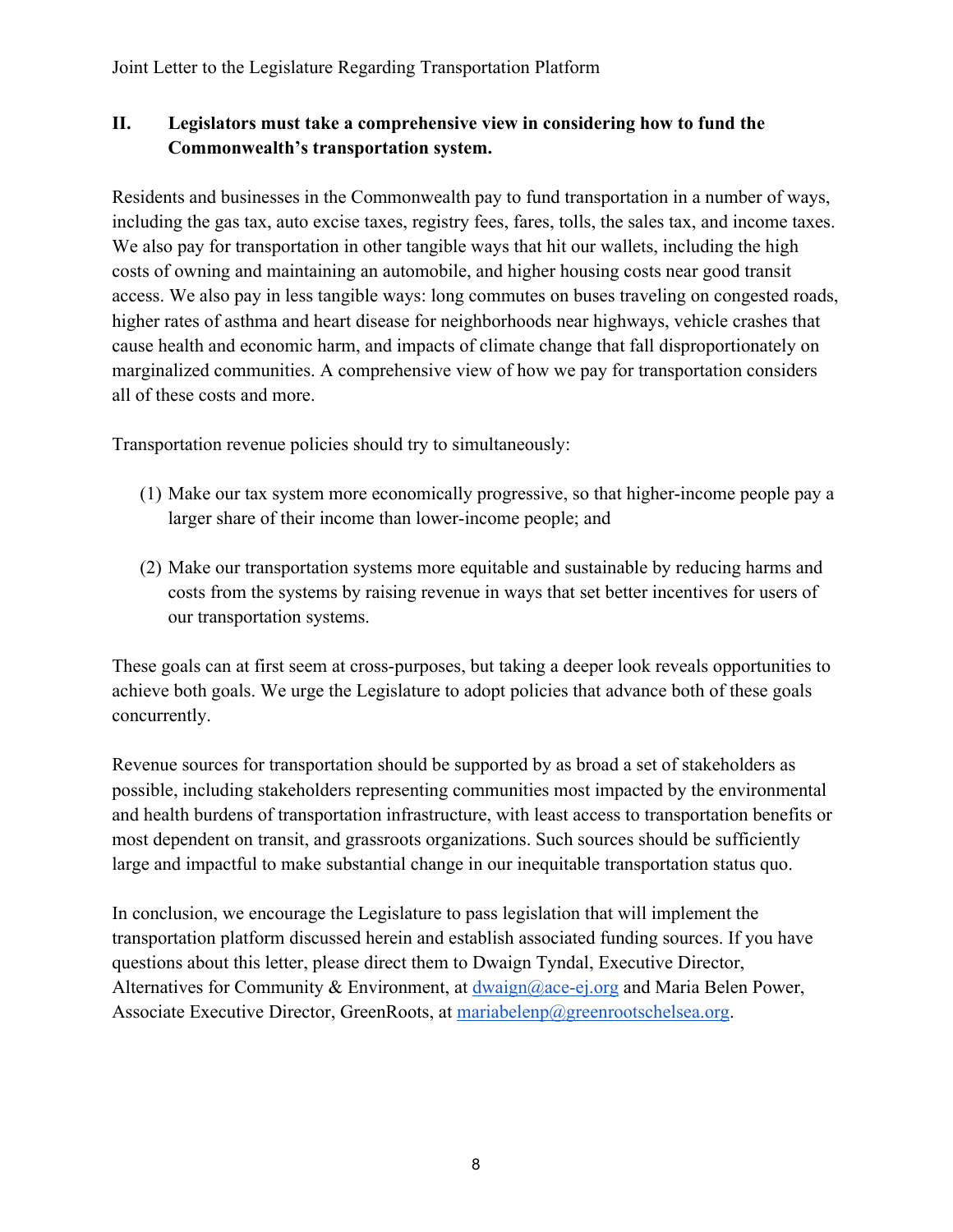## II. Legislators must take a comprehensive view in considering how to fund the Commonwealth's transportation system.

Residents and businesses in the Commonwealth pay to fund transportation in a number of ways, including the gas tax, auto excise taxes, registry fees, fares, tolls, the sales tax, and income taxes. We also pay for transportation in other tangible ways that hit our wallets, including the high costs of owning and maintaining an automobile, and higher housing costs near good transit access. We also pay in less tangible ways: long commutes on buses traveling on congested roads, higher rates of asthma and heart disease for neighborhoods near highways, vehicle crashes that cause health and economic harm, and impacts of climate change that fall disproportionately on marginalized communities. A comprehensive view of how we pay for transportation considers all of these costs and more.

Transportation revenue policies should try to simultaneously:

(1) Make our tax system more economically progressive, so that higher-income people pay a larger share of their income than lower-income people; and

(2) Make our transportation systems more equitable and sustainable by reducing harms and costs from the systems by raising revenue in ways that set better incentives for users of our transportation systems.

These goals can at first seem at cross-purposes, but taking a deeper look reveals opportunities to achieve both goals. We urge the Legislature to adopt policies that advance both of these goals concurrently.

Revenue sources for transportation should be supported by as broad a set of stakeholders as possible, including stakeholders representing communities most impacted by the environmental and health burdens of transportation infrastructure, with least access to transportation benefits or most dependent on transit, and grassroots organizations. Such sources should be sufficiently large and impactful to make substantial change in our inequitable transportation status quo.

In conclusion, we encourage the Legislature to pass legislation that will implement the transportation platform discussed herein and establish associated funding sources. If you have questions about this letter, please direct them to Dwaign Tyndal, Executive Director, Alternatives for Community & Environment, at dwaign@ace-ej.org and Maria Belen Power, Associate Executive Director, GreenRoots, at mariabelenp@greenrootschelsea.org.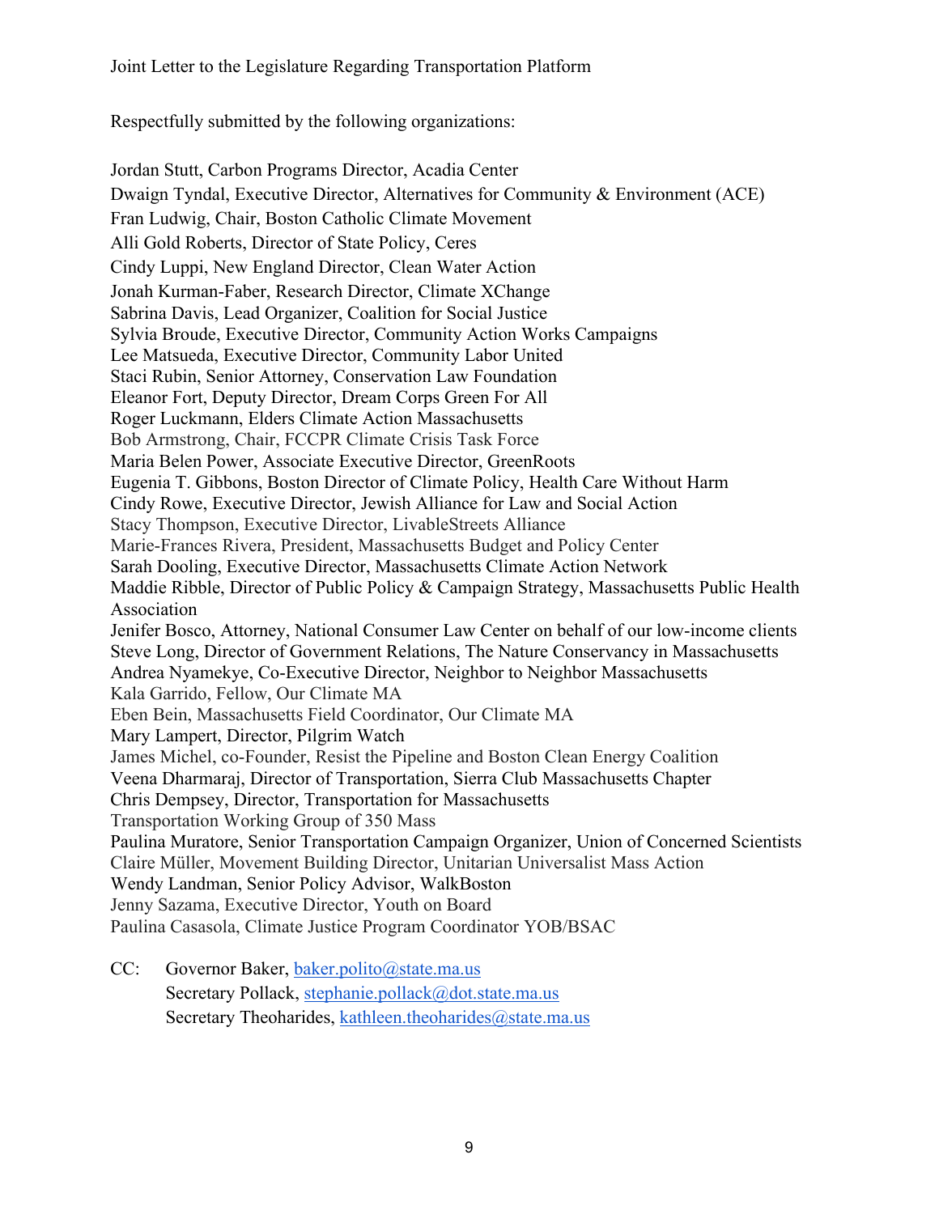Joint Letter to the Legislature Regarding Transportation Platform

Respectfully submitted by the following organizations:

Jordan Stutt, Carbon Programs Director, Acadia Center
Dwaign Tyndal, Executive Director, Alternatives for Community & Environment (ACE)
Fran Ludwig, Chair, Boston Catholic Climate Movement
Alli Gold Roberts, Director of State Policy, Ceres
Cindy Luppi, New England Director, Clean Water Action
Jonah Kurman-Faber, Research Director, Climate XChange
Sabrina Davis, Lead Organizer, Coalition for Social Justice
Sylvia Broude, Executive Director, Community Action Works Campaigns
Lee Matsueda, Executive Director, Community Labor United
Staci Rubin, Senior Attorney, Conservation Law Foundation
Eleanor Fort, Deputy Director, Dream Corps Green For All
Roger Luckmann, Elders Climate Action Massachusetts
Bob Armstrong, Chair, FCCPR Climate Crisis Task Force
Maria Belen Power, Associate Executive Director, GreenRoots
Eugenia T. Gibbons, Boston Director of Climate Policy, Health Care Without Harm
Cindy Rowe, Executive Director, Jewish Alliance for Law and Social Action
Stacy Thompson, Executive Director, LivableStreets Alliance
Marie-Frances Rivera, President, Massachusetts Budget and Policy Center
Sarah Dooling, Executive Director, Massachusetts Climate Action Network
Maddie Ribble, Director of Public Policy & Campaign Strategy, Massachusetts Public Health Association
Jenifer Bosco, Attorney, National Consumer Law Center on behalf of our low-income clients
Steve Long, Director of Government Relations, The Nature Conservancy in Massachusetts
Andrea Nyamekye, Co-Executive Director, Neighbor to Neighbor Massachusetts
Kala Garrido, Fellow, Our Climate MA
Eben Bein, Massachusetts Field Coordinator, Our Climate MA
Mary Lampert, Director, Pilgrim Watch
James Michel, co-Founder, Resist the Pipeline and Boston Clean Energy Coalition
Veena Dharmaraj, Director of Transportation, Sierra Club Massachusetts Chapter
Chris Dempsey, Director, Transportation for Massachusetts
Transportation Working Group of 350 Mass
Paulina Muratore, Senior Transportation Campaign Organizer, Union of Concerned Scientists
Claire Müller, Movement Building Director, Unitarian Universalist Mass Action
Wendy Landman, Senior Policy Advisor, WalkBoston
Jenny Sazama, Executive Director, Youth on Board
Paulina Casasola, Climate Justice Program Coordinator YOB/BSAC

CC: Governor Baker, baker.polito@state.ma.us
Secretary Pollack, stephanie.pollack@dot.state.ma.us
Secretary Theoharides, kathleen.theoharides@state.ma.us